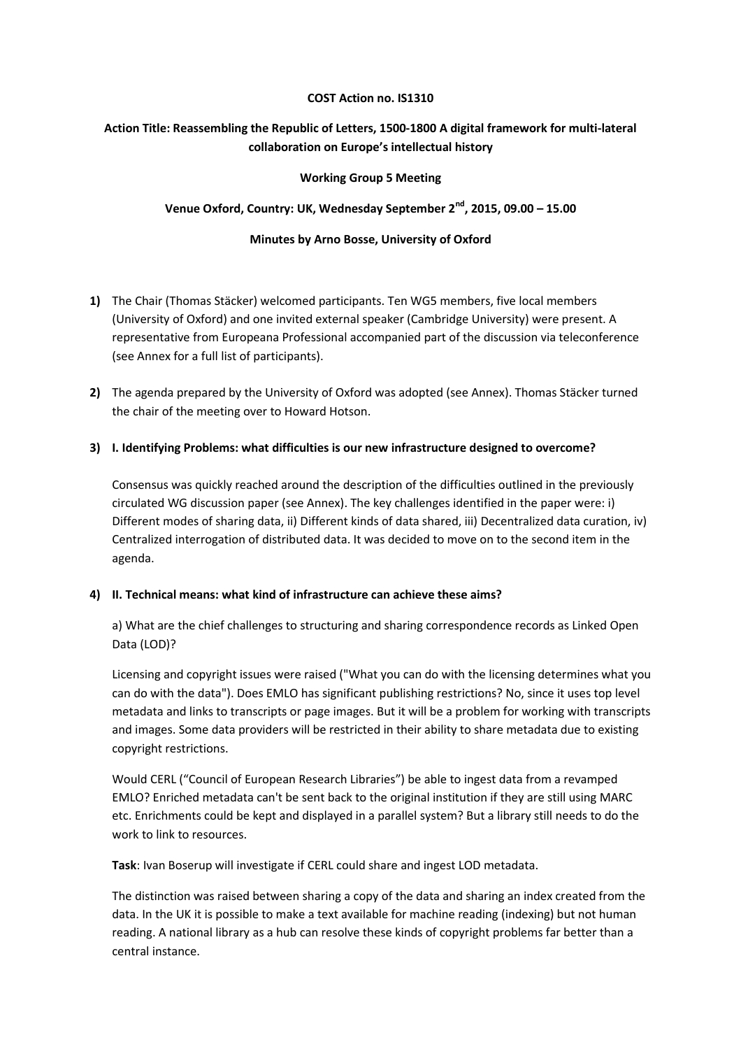**COST Action no. IS1310**

**Action Title: Reassembling the Republic of Letters, 1500-1800 A digital framework for multi-lateral collaboration on Europe's intellectual history**

**Working Group 5 Meeting**

**Venue Oxford, Country: UK, Wednesday September 2nd, 2015, 09.00 – 15.00**

**Minutes by Arno Bosse, University of Oxford**

**1)** The Chair (Thomas Stäcker) welcomed participants. Ten WG5 members, five local members (University of Oxford) and one invited external speaker (Cambridge University) were present. A representative from Europeana Professional accompanied part of the discussion via teleconference (see Annex for a full list of participants).

**2)** The agenda prepared by the University of Oxford was adopted (see Annex). Thomas Stäcker turned the chair of the meeting over to Howard Hotson.

**3) I. Identifying Problems: what difficulties is our new infrastructure designed to overcome?**

Consensus was quickly reached around the description of the difficulties outlined in the previously circulated WG discussion paper (see Annex). The key challenges identified in the paper were: i) Different modes of sharing data, ii) Different kinds of data shared, iii) Decentralized data curation, iv) Centralized interrogation of distributed data. It was decided to move on to the second item in the agenda.

**4) II. Technical means: what kind of infrastructure can achieve these aims?**

a) What are the chief challenges to structuring and sharing correspondence records as Linked Open Data (LOD)?

Licensing and copyright issues were raised ("What you can do with the licensing determines what you can do with the data"). Does EMLO has significant publishing restrictions? No, since it uses top level metadata and links to transcripts or page images. But it will be a problem for working with transcripts and images. Some data providers will be restricted in their ability to share metadata due to existing copyright restrictions.

Would CERL ("Council of European Research Libraries") be able to ingest data from a revamped EMLO? Enriched metadata can't be sent back to the original institution if they are still using MARC etc. Enrichments could be kept and displayed in a parallel system? But a library still needs to do the work to link to resources.

**Task**: Ivan Boserup will investigate if CERL could share and ingest LOD metadata.

The distinction was raised between sharing a copy of the data and sharing an index created from the data. In the UK it is possible to make a text available for machine reading (indexing) but not human reading. A national library as a hub can resolve these kinds of copyright problems far better than a central instance.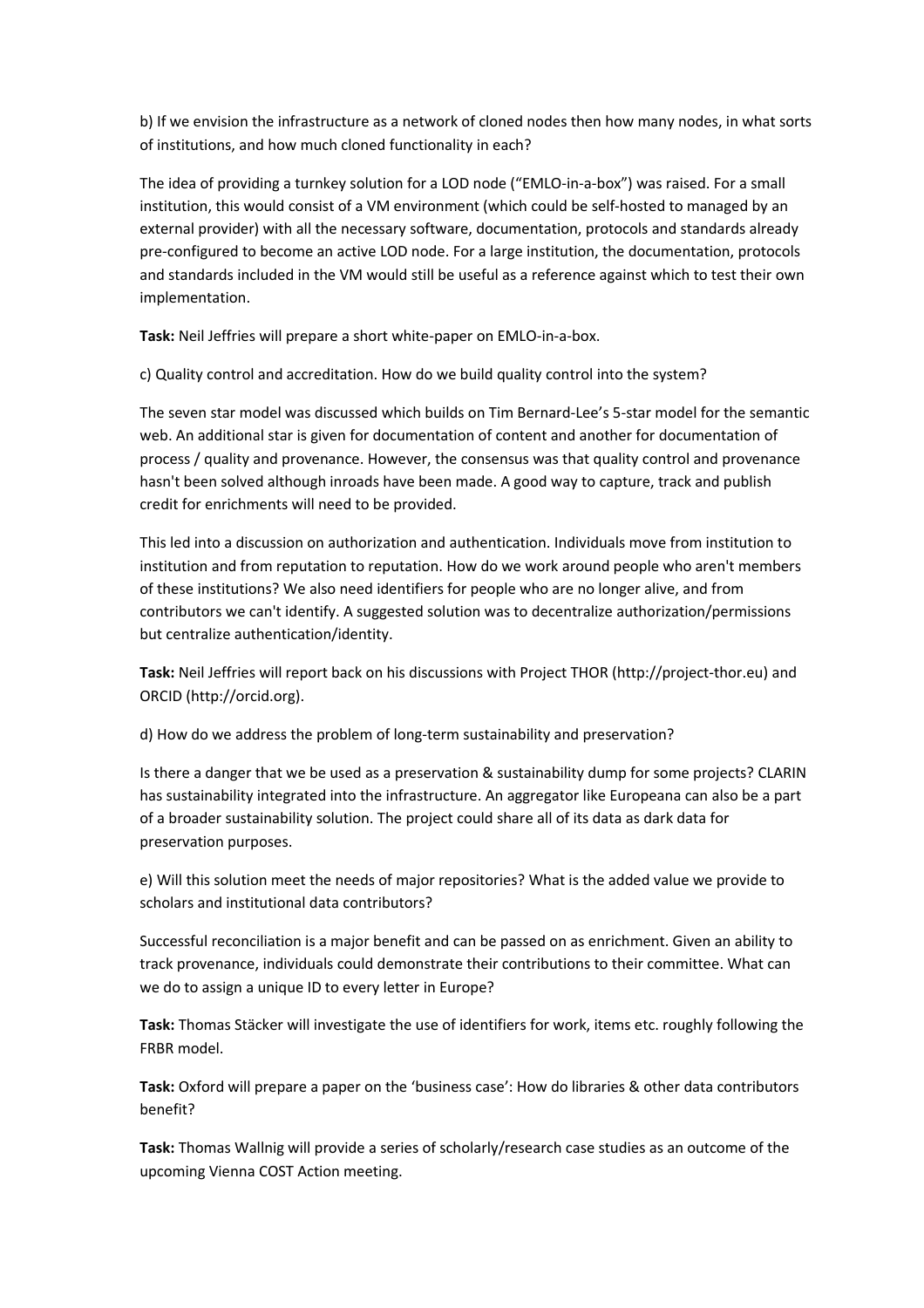b) If we envision the infrastructure as a network of cloned nodes then how many nodes, in what sorts of institutions, and how much cloned functionality in each?

The idea of providing a turnkey solution for a LOD node ("EMLO-in-a-box") was raised. For a small institution, this would consist of a VM environment (which could be self-hosted to managed by an external provider) with all the necessary software, documentation, protocols and standards already pre-configured to become an active LOD node. For a large institution, the documentation, protocols and standards included in the VM would still be useful as a reference against which to test their own implementation.

**Task:** Neil Jeffries will prepare a short white-paper on EMLO-in-a-box.

c) Quality control and accreditation. How do we build quality control into the system?

The seven star model was discussed which builds on Tim Bernard-Lee's 5-star model for the semantic web. An additional star is given for documentation of content and another for documentation of process / quality and provenance. However, the consensus was that quality control and provenance hasn't been solved although inroads have been made. A good way to capture, track and publish credit for enrichments will need to be provided.

This led into a discussion on authorization and authentication. Individuals move from institution to institution and from reputation to reputation. How do we work around people who aren't members of these institutions? We also need identifiers for people who are no longer alive, and from contributors we can't identify. A suggested solution was to decentralize authorization/permissions but centralize authentication/identity.

**Task:** Neil Jeffries will report back on his discussions with Project THOR (http://project-thor.eu) and ORCID (http://orcid.org).

d) How do we address the problem of long-term sustainability and preservation?

Is there a danger that we be used as a preservation & sustainability dump for some projects? CLARIN has sustainability integrated into the infrastructure. An aggregator like Europeana can also be a part of a broader sustainability solution. The project could share all of its data as dark data for preservation purposes.

e) Will this solution meet the needs of major repositories? What is the added value we provide to scholars and institutional data contributors?

Successful reconciliation is a major benefit and can be passed on as enrichment. Given an ability to track provenance, individuals could demonstrate their contributions to their committee. What can we do to assign a unique ID to every letter in Europe?

**Task:** Thomas Stäcker will investigate the use of identifiers for work, items etc. roughly following the FRBR model.

**Task:** Oxford will prepare a paper on the 'business case': How do libraries & other data contributors benefit?

**Task:** Thomas Wallnig will provide a series of scholarly/research case studies as an outcome of the upcoming Vienna COST Action meeting.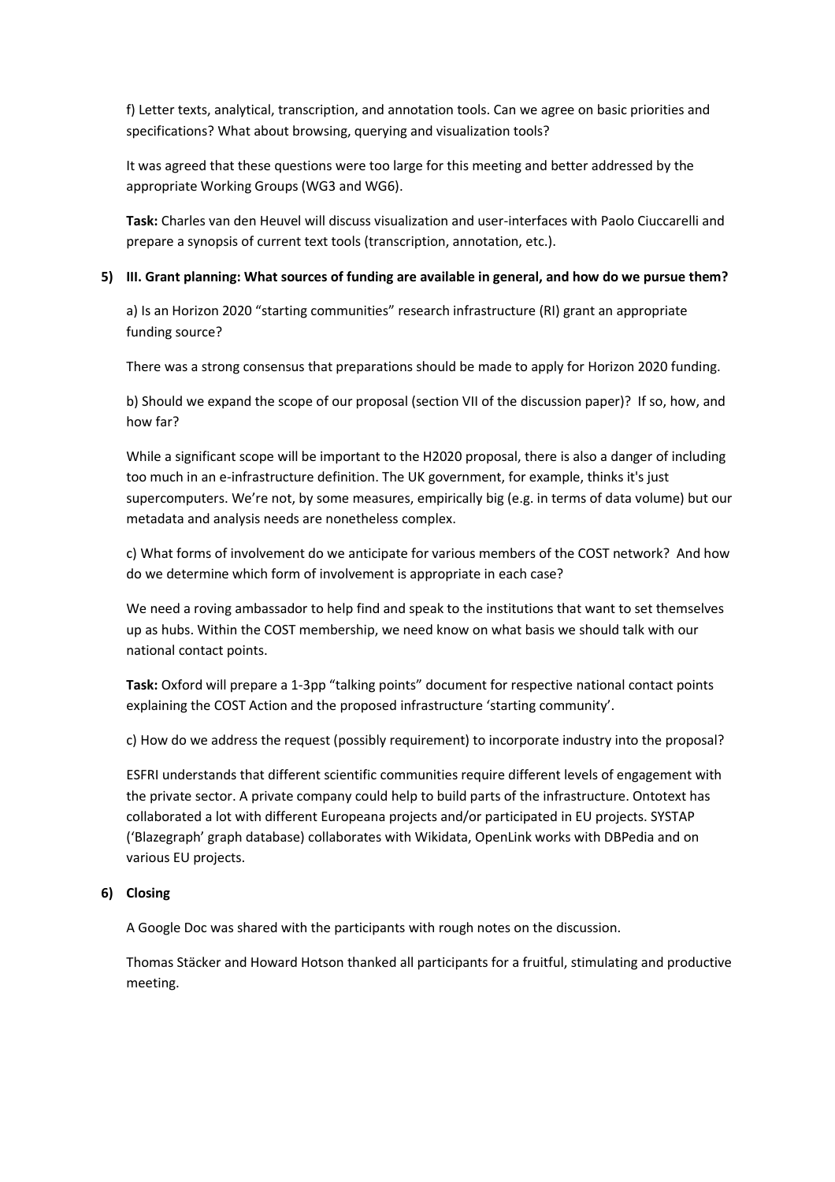f) Letter texts, analytical, transcription, and annotation tools. Can we agree on basic priorities and specifications? What about browsing, querying and visualization tools?

It was agreed that these questions were too large for this meeting and better addressed by the appropriate Working Groups (WG3 and WG6).

**Task:** Charles van den Heuvel will discuss visualization and user-interfaces with Paolo Ciuccarelli and prepare a synopsis of current text tools (transcription, annotation, etc.).

5) **III. Grant planning: What sources of funding are available in general, and how do we pursue them?**

a) Is an Horizon 2020 "starting communities" research infrastructure (RI) grant an appropriate funding source?

There was a strong consensus that preparations should be made to apply for Horizon 2020 funding.

b) Should we expand the scope of our proposal (section VII of the discussion paper)? If so, how, and how far?

While a significant scope will be important to the H2020 proposal, there is also a danger of including too much in an e-infrastructure definition. The UK government, for example, thinks it's just supercomputers. We're not, by some measures, empirically big (e.g. in terms of data volume) but our metadata and analysis needs are nonetheless complex.

c) What forms of involvement do we anticipate for various members of the COST network? And how do we determine which form of involvement is appropriate in each case?

We need a roving ambassador to help find and speak to the institutions that want to set themselves up as hubs. Within the COST membership, we need know on what basis we should talk with our national contact points.

**Task:** Oxford will prepare a 1-3pp "talking points" document for respective national contact points explaining the COST Action and the proposed infrastructure 'starting community'.

c) How do we address the request (possibly requirement) to incorporate industry into the proposal?

ESFRI understands that different scientific communities require different levels of engagement with the private sector. A private company could help to build parts of the infrastructure. Ontotext has collaborated a lot with different Europeana projects and/or participated in EU projects. SYSTAP ('Blazegraph' graph database) collaborates with Wikidata, OpenLink works with DBPedia and on various EU projects.

6) **Closing**

A Google Doc was shared with the participants with rough notes on the discussion.

Thomas Stäcker and Howard Hotson thanked all participants for a fruitful, stimulating and productive meeting.